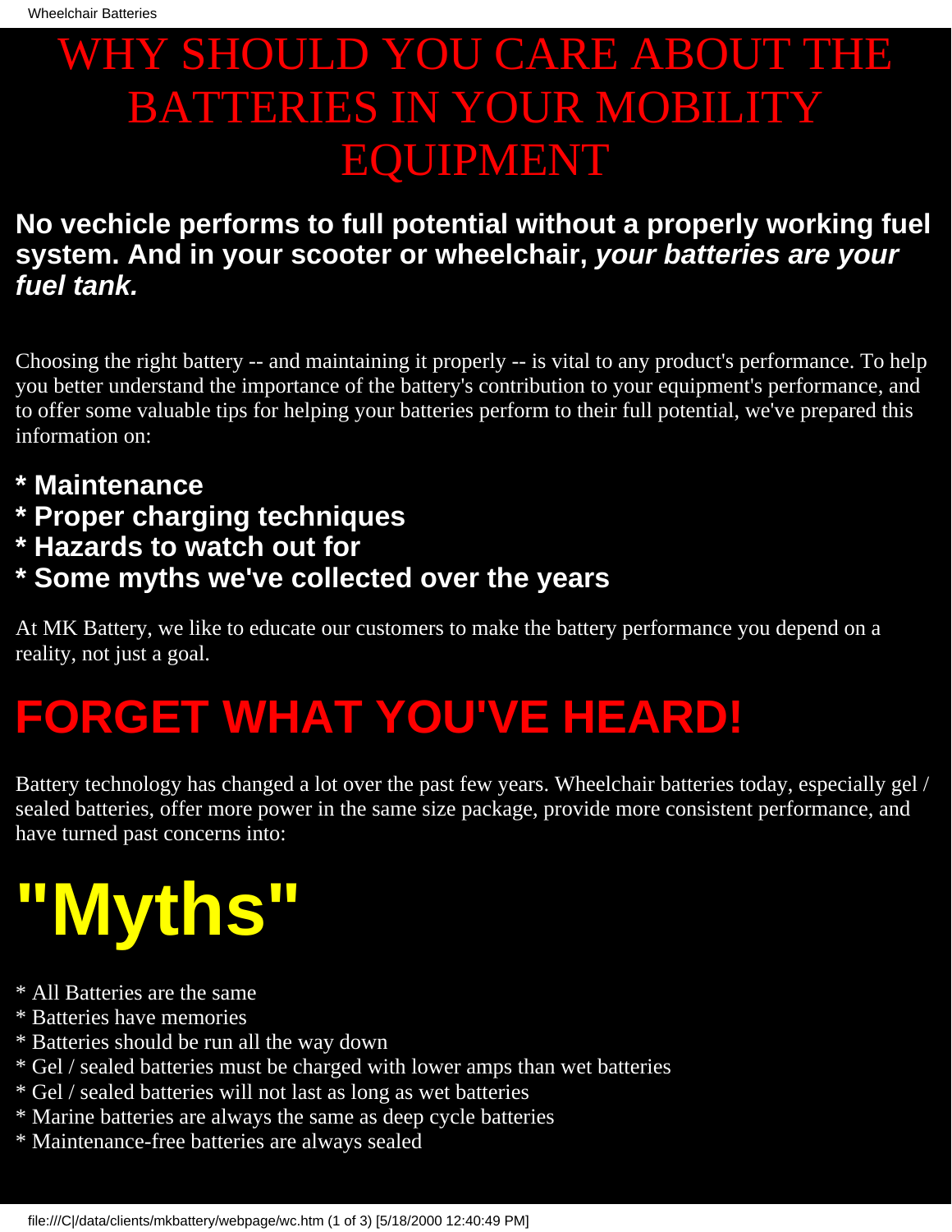# WHY SHOULD YOU CARE ABOUT THE BATTERIES IN YOUR MOBILITY EQUIPMENT

### No vechicle performs to full potential without a properly working fuel system. And in your scooter or wheelchair, *your batteries are your fuel tank.*

Choosing the right battery -- and maintaining it properly -- is vital to any product's performance. To help you better understand the importance of the battery's contribution to your equipment's performance, and to offer some valuable tips for helping your batteries perform to their full potential, we've prepared this information on:

**\* Maintenance**
**\* Proper charging techniques**
**\* Hazards to watch out for**
**\* Some myths we've collected over the years**

At MK Battery, we like to educate our customers to make the battery performance you depend on a reality, not just a goal.

# FORGET WHAT YOU'VE HEARD!

Battery technology has changed a lot over the past few years. Wheelchair batteries today, especially gel / sealed batteries, offer more power in the same size package, provide more consistent performance, and have turned past concerns into:

# "Myths"

\* All Batteries are the same
\* Batteries have memories
\* Batteries should be run all the way down
\* Gel / sealed batteries must be charged with lower amps than wet batteries
\* Gel / sealed batteries will not last as long as wet batteries
\* Marine batteries are always the same as deep cycle batteries
\* Maintenance-free batteries are always sealed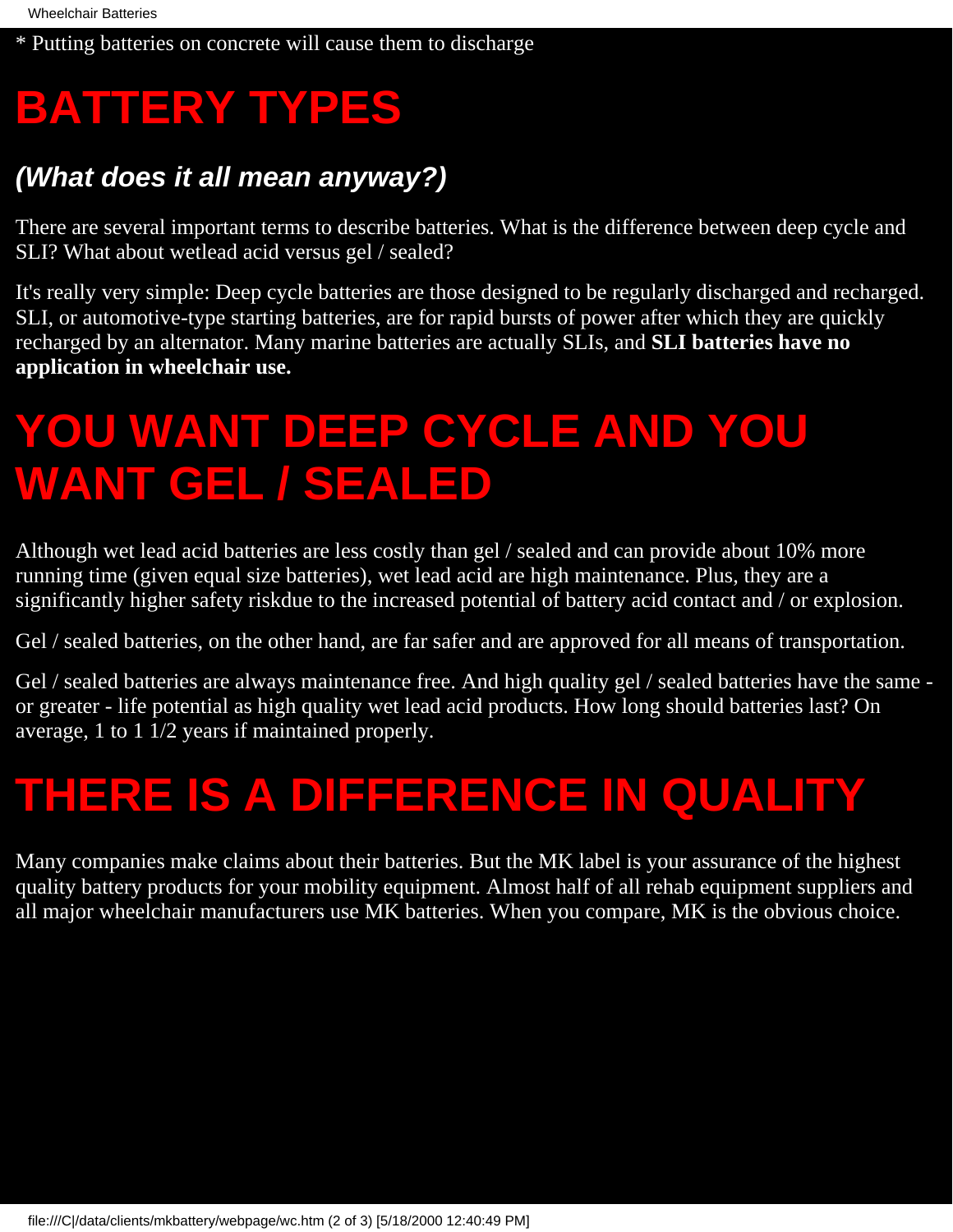* Putting batteries on concrete will cause them to discharge

# BATTERY TYPES

### *(What does it all mean anyway?)*

There are several important terms to describe batteries. What is the difference between deep cycle and SLI? What about wetlead acid versus gel / sealed?

It's really very simple: Deep cycle batteries are those designed to be regularly discharged and recharged. SLI, or automotive-type starting batteries, are for rapid bursts of power after which they are quickly recharged by an alternator. Many marine batteries are actually SLIs, and **SLI batteries have no application in wheelchair use.**

# YOU WANT DEEP CYCLE AND YOU WANT GEL / SEALED

Although wet lead acid batteries are less costly than gel / sealed and can provide about 10% more running time (given equal size batteries), wet lead acid are high maintenance. Plus, they are a significantly higher safety riskdue to the increased potential of battery acid contact and / or explosion.

Gel / sealed batteries, on the other hand, are far safer and are approved for all means of transportation.

Gel / sealed batteries are always maintenance free. And high quality gel / sealed batteries have the same - or greater - life potential as high quality wet lead acid products. How long should batteries last? On average, 1 to 1 1/2 years if maintained properly.

# THERE IS A DIFFERENCE IN QUALITY

Many companies make claims about their batteries. But the MK label is your assurance of the highest quality battery products for your mobility equipment. Almost half of all rehab equipment suppliers and all major wheelchair manufacturers use MK batteries. When you compare, MK is the obvious choice.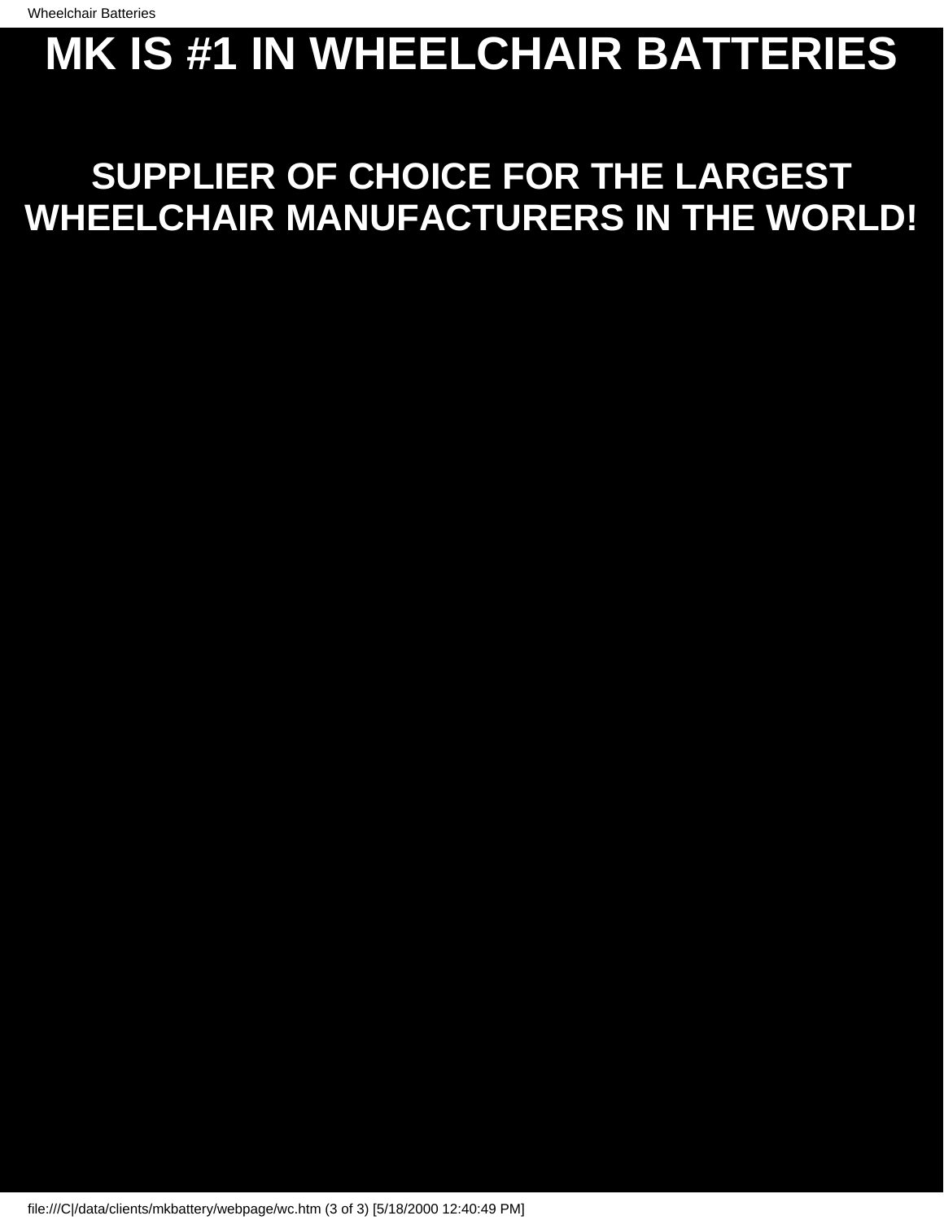# MK IS #1 IN WHEELCHAIR BATTERIES

## SUPPLIER OF CHOICE FOR THE LARGEST WHEELCHAIR MANUFACTURERS IN THE WORLD!